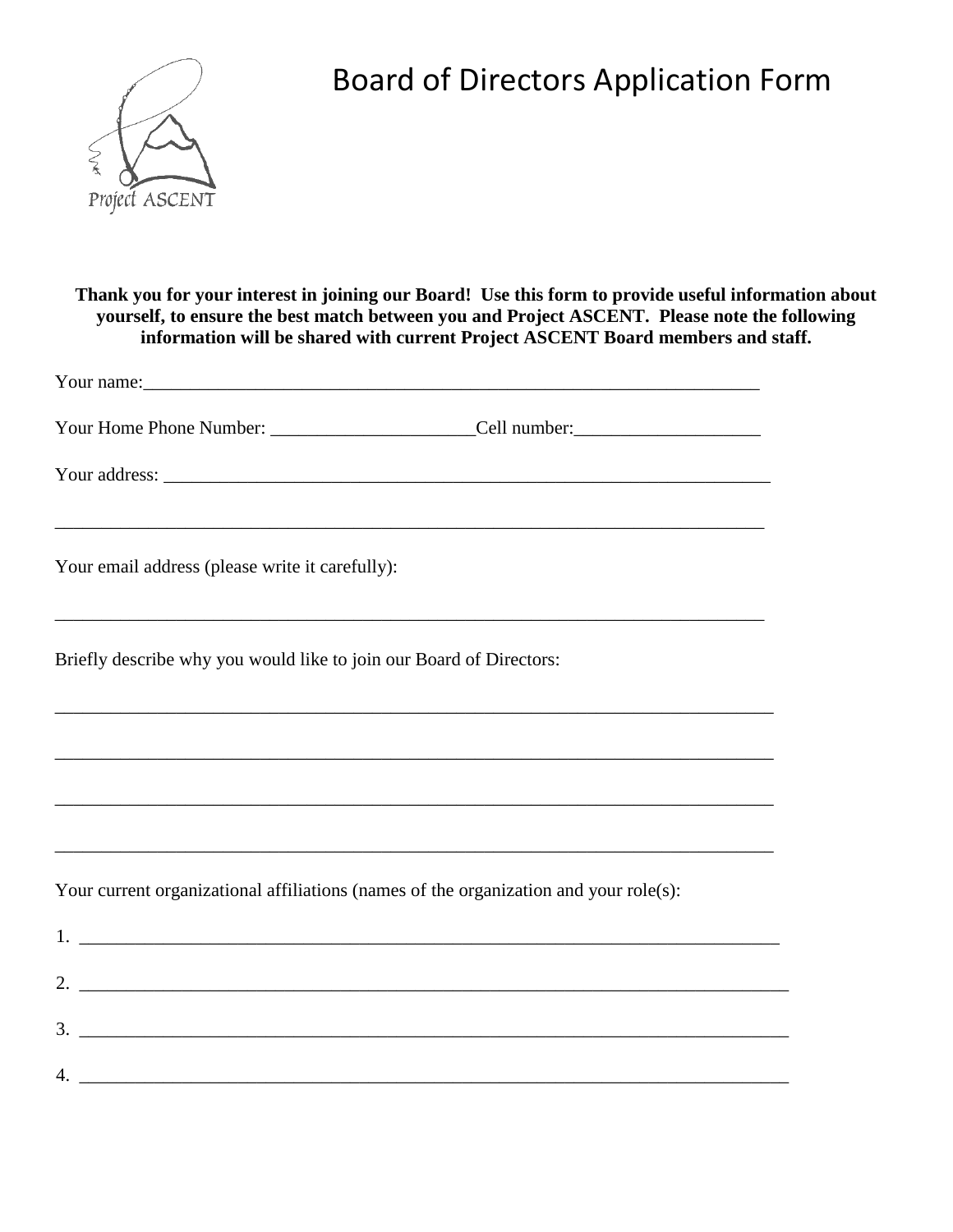Project ASCENT

# Board of Directors Application Form

**Thank you for your interest in joining our Board! Use this form to provide useful information about yourself, to ensure the best match between you and Project ASCENT. Please note the following information will be shared with current Project ASCENT Board members and staff.**

Your name:_______________________________________________________________

Your Home Phone Number: ______________________Cell number:____________________

Your address: _____________________________________________________________

_________________________________________________________________________

Your email address (please write it carefully):

_________________________________________________________________________

Briefly describe why you would like to join our Board of Directors:

_________________________________________________________________________

_________________________________________________________________________

_________________________________________________________________________

_________________________________________________________________________

Your current organizational affiliations (names of the organization and your role(s):

1. _______________________________________________________________________

2. _______________________________________________________________________

3. _______________________________________________________________________

4. _______________________________________________________________________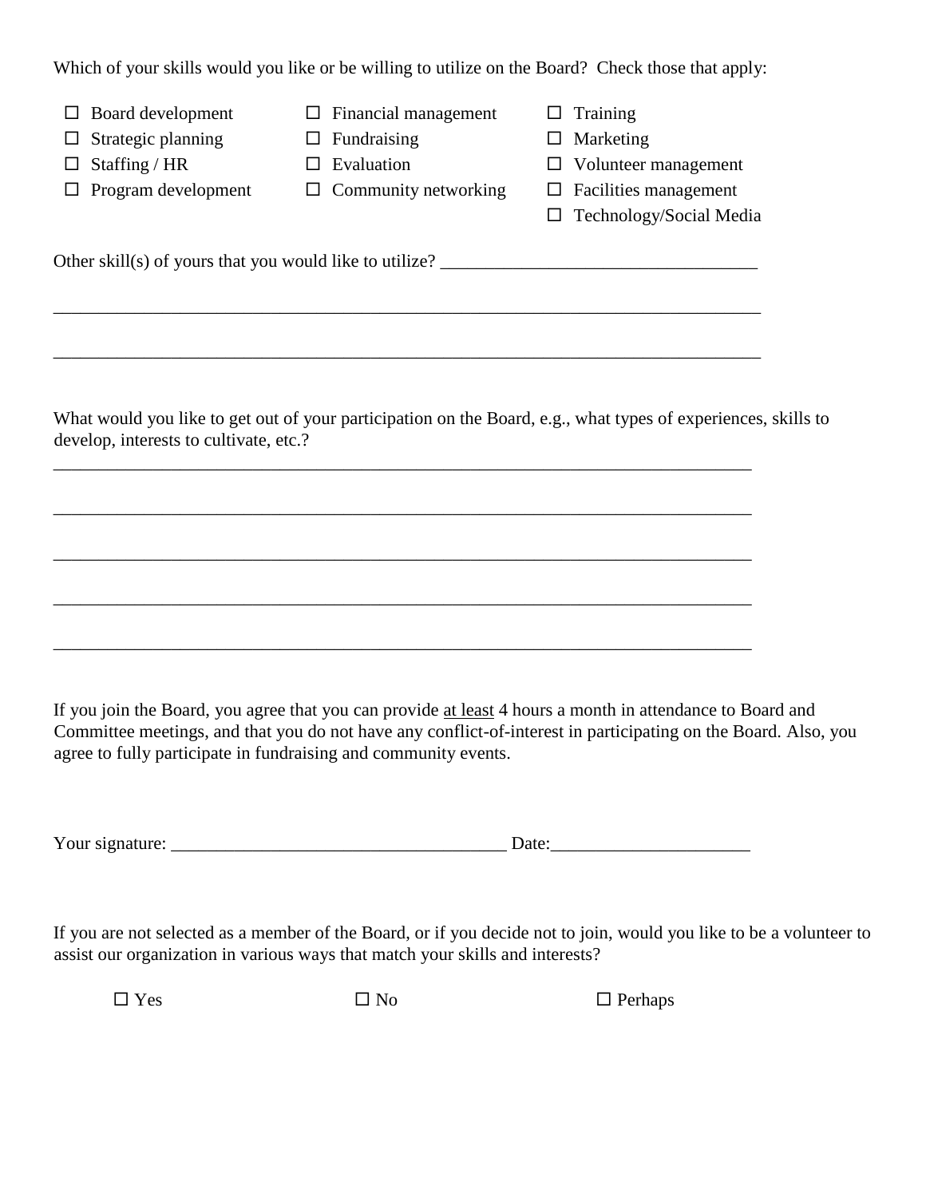Which of your skills would you like or be willing to utilize on the Board? Check those that apply:

- ☐ Board development
- ☐ Strategic planning
- ☐ Staffing / HR
- ☐ Program development
- ☐ Financial management
- ☐ Fundraising
- ☐ Evaluation
- ☐ Community networking
- ☐ Training
- ☐ Marketing
- ☐ Volunteer management
- ☐ Facilities management
- ☐ Technology/Social Media

Other skill(s) of yours that you would like to utilize? ___________________________________

_____________________________________________________________________________

_____________________________________________________________________________

What would you like to get out of your participation on the Board, e.g., what types of experiences, skills to develop, interests to cultivate, etc.?

_____________________________________________________________________________

_____________________________________________________________________________

_____________________________________________________________________________

_____________________________________________________________________________

_____________________________________________________________________________

If you join the Board, you agree that you can provide <u>at least</u> 4 hours a month in attendance to Board and Committee meetings, and that you do not have any conflict-of-interest in participating on the Board. Also, you agree to fully participate in fundraising and community events.

Your signature: _____________________________________ Date:______________________

If you are not selected as a member of the Board, or if you decide not to join, would you like to be a volunteer to assist our organization in various ways that match your skills and interests?

☐ Yes ☐ No ☐ Perhaps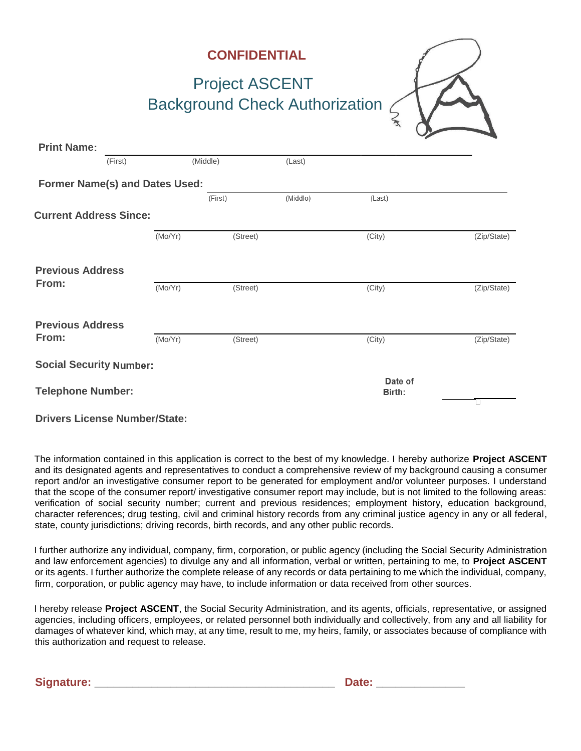**CONFIDENTIAL**

# Project ASCENT
## Background Check Authorization

**Print Name:** ______________________________________________
(First) (Middle) (Last)

**Former Name(s) and Dates Used:** ______________________________________________
(First) (Middle) (Last)

**Current Address Since:**
______________________________________________
(Mo/Yr) (Street) (City) (Zip/State)

**Previous Address From:**
______________________________________________
(Mo/Yr) (Street) (City) (Zip/State)

**Previous Address From:**
______________________________________________
(Mo/Yr) (Street) (City) (Zip/State)

**Social Security Number:**

**Telephone Number:** **Date of Birth:** ______________

**Drivers License Number/State:**

The information contained in this application is correct to the best of my knowledge. I hereby authorize **Project ASCENT** and its designated agents and representatives to conduct a comprehensive review of my background causing a consumer report and/or an investigative consumer report to be generated for employment and/or volunteer purposes. I understand that the scope of the consumer report/ investigative consumer report may include, but is not limited to the following areas: verification of social security number; current and previous residences; employment history, education background, character references; drug testing, civil and criminal history records from any criminal justice agency in any or all federal, state, county jurisdictions; driving records, birth records, and any other public records.

I further authorize any individual, company, firm, corporation, or public agency (including the Social Security Administration and law enforcement agencies) to divulge any and all information, verbal or written, pertaining to me, to **Project ASCENT** or its agents. I further authorize the complete release of any records or data pertaining to me which the individual, company, firm, corporation, or public agency may have, to include information or data received from other sources.

I hereby release **Project ASCENT**, the Social Security Administration, and its agents, officials, representative, or assigned agencies, including officers, employees, or related personnel both individually and collectively, from any and all liability for damages of whatever kind, which may, at any time, result to me, my heirs, family, or associates because of compliance with this authorization and request to release.

**Signature:** ________________________________________ **Date:** ______________